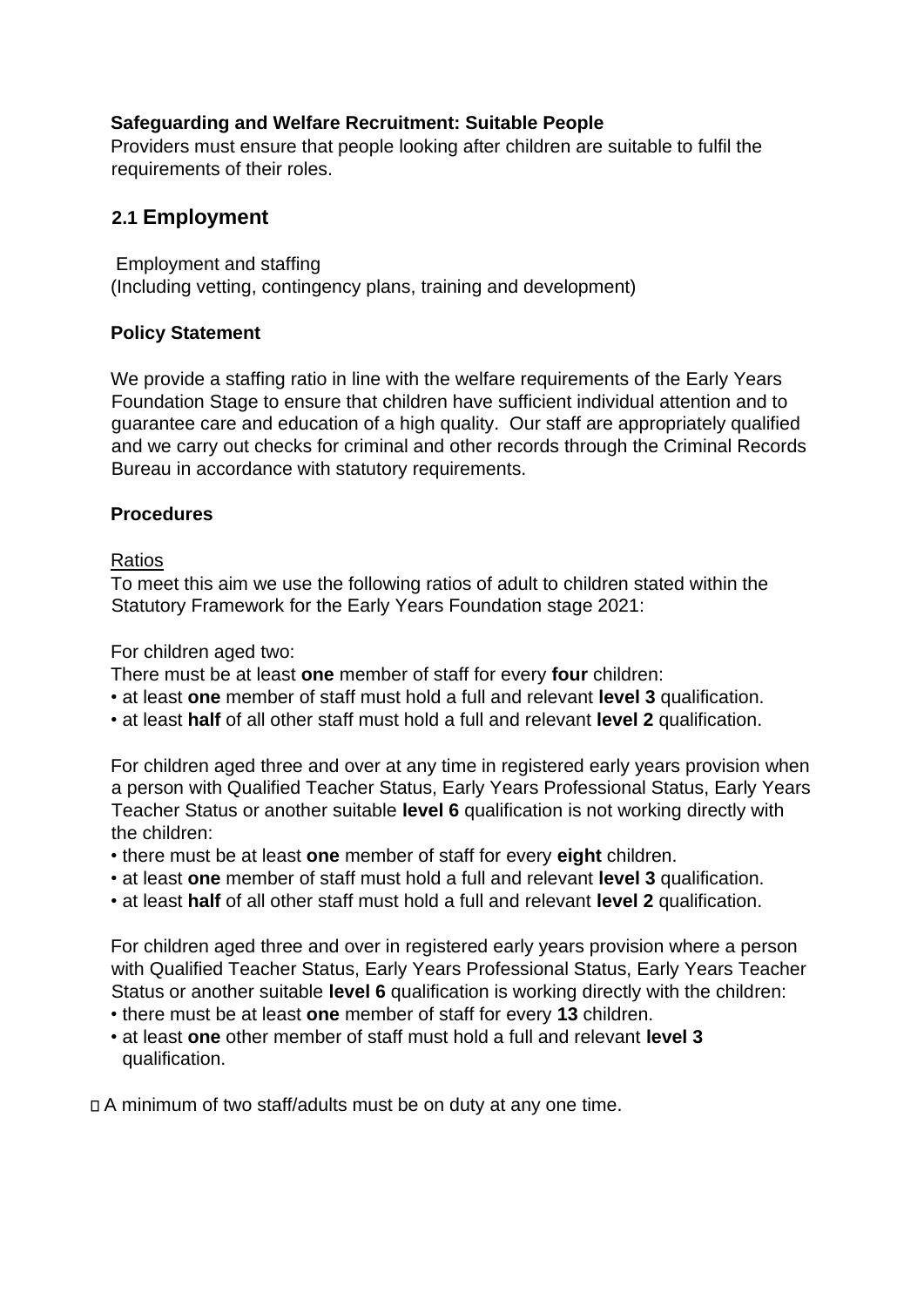**Safeguarding and Welfare Recruitment: Suitable People**

Providers must ensure that people looking after children are suitable to fulfil the requirements of their roles.

## 2.1 Employment

Employment and staffing
(Including vetting, contingency plans, training and development)

**Policy Statement**

We provide a staffing ratio in line with the welfare requirements of the Early Years Foundation Stage to ensure that children have sufficient individual attention and to guarantee care and education of a high quality. Our staff are appropriately qualified and we carry out checks for criminal and other records through the Criminal Records Bureau in accordance with statutory requirements.

**Procedures**

Ratios

To meet this aim we use the following ratios of adult to children stated within the Statutory Framework for the Early Years Foundation stage 2021:

For children aged two:

There must be at least **one** member of staff for every **four** children:

- at least **one** member of staff must hold a full and relevant **level 3** qualification.
- at least **half** of all other staff must hold a full and relevant **level 2** qualification.

For children aged three and over at any time in registered early years provision when a person with Qualified Teacher Status, Early Years Professional Status, Early Years Teacher Status or another suitable **level 6** qualification is not working directly with the children:

- there must be at least **one** member of staff for every **eight** children.
- at least **one** member of staff must hold a full and relevant **level 3** qualification.
- at least **half** of all other staff must hold a full and relevant **level 2** qualification.

For children aged three and over in registered early years provision where a person with Qualified Teacher Status, Early Years Professional Status, Early Years Teacher Status or another suitable **level 6** qualification is working directly with the children:

- there must be at least **one** member of staff for every **13** children.
- at least **one** other member of staff must hold a full and relevant **level 3** qualification.

- A minimum of two staff/adults must be on duty at any one time.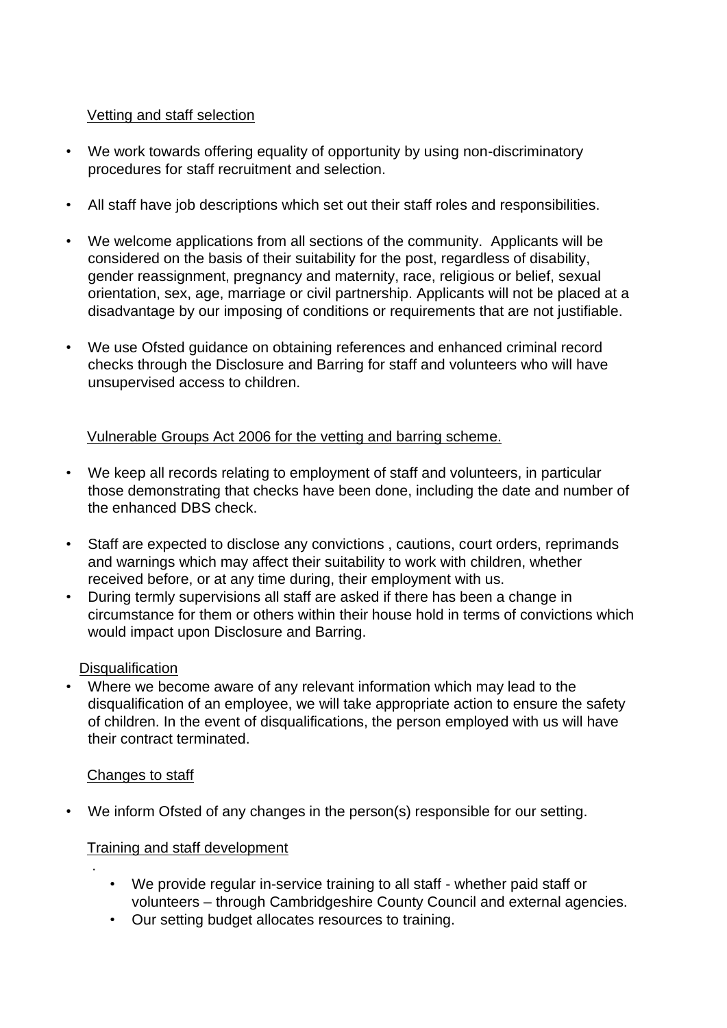## Vetting and staff selection

- We work towards offering equality of opportunity by using non-discriminatory procedures for staff recruitment and selection.
- All staff have job descriptions which set out their staff roles and responsibilities.
- We welcome applications from all sections of the community. Applicants will be considered on the basis of their suitability for the post, regardless of disability, gender reassignment, pregnancy and maternity, race, religious or belief, sexual orientation, sex, age, marriage or civil partnership. Applicants will not be placed at a disadvantage by our imposing of conditions or requirements that are not justifiable.
- We use Ofsted guidance on obtaining references and enhanced criminal record checks through the Disclosure and Barring for staff and volunteers who will have unsupervised access to children.

## Vulnerable Groups Act 2006 for the vetting and barring scheme.

- We keep all records relating to employment of staff and volunteers, in particular those demonstrating that checks have been done, including the date and number of the enhanced DBS check.
- Staff are expected to disclose any convictions , cautions, court orders, reprimands and warnings which may affect their suitability to work with children, whether received before, or at any time during, their employment with us.
- During termly supervisions all staff are asked if there has been a change in circumstance for them or others within their house hold in terms of convictions which would impact upon Disclosure and Barring.

## Disqualification

- Where we become aware of any relevant information which may lead to the disqualification of an employee, we will take appropriate action to ensure the safety of children. In the event of disqualifications, the person employed with us will have their contract terminated.

## Changes to staff

- We inform Ofsted of any changes in the person(s) responsible for our setting.

## Training and staff development

- We provide regular in-service training to all staff - whether paid staff or volunteers – through Cambridgeshire County Council and external agencies.
- Our setting budget allocates resources to training.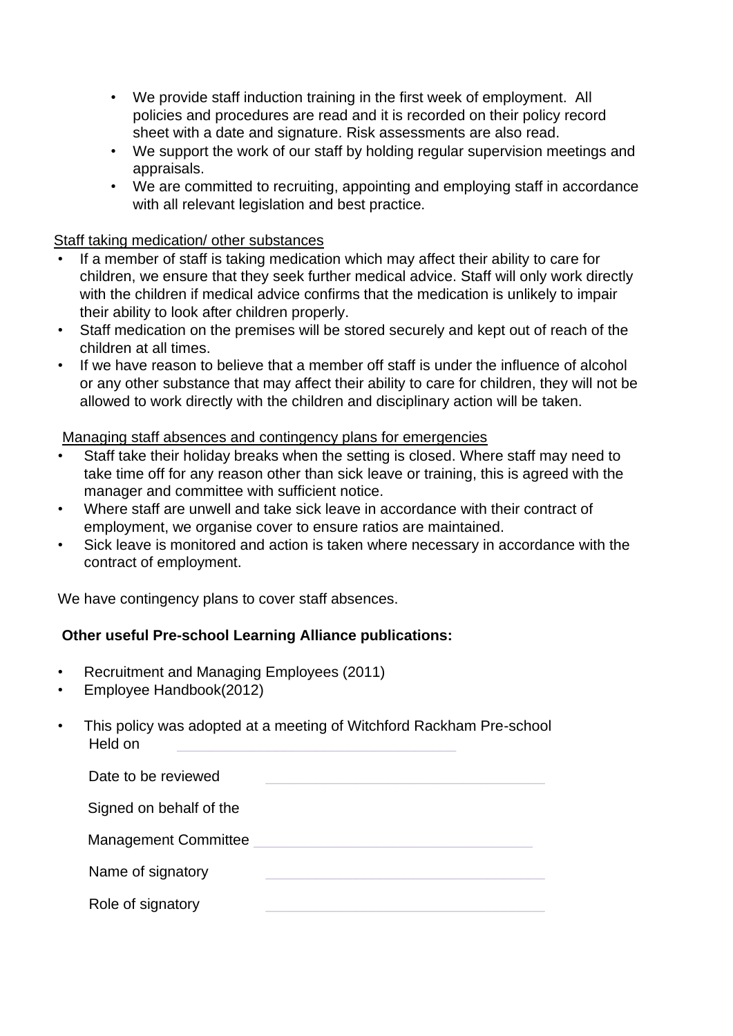- We provide staff induction training in the first week of employment. All policies and procedures are read and it is recorded on their policy record sheet with a date and signature. Risk assessments are also read.
- We support the work of our staff by holding regular supervision meetings and appraisals.
- We are committed to recruiting, appointing and employing staff in accordance with all relevant legislation and best practice.

<u>Staff taking medication/ other substances</u>

- If a member of staff is taking medication which may affect their ability to care for children, we ensure that they seek further medical advice. Staff will only work directly with the children if medical advice confirms that the medication is unlikely to impair their ability to look after children properly.
- Staff medication on the premises will be stored securely and kept out of reach of the children at all times.
- If we have reason to believe that a member off staff is under the influence of alcohol or any other substance that may affect their ability to care for children, they will not be allowed to work directly with the children and disciplinary action will be taken.

<u>Managing staff absences and contingency plans for emergencies</u>

- Staff take their holiday breaks when the setting is closed. Where staff may need to take time off for any reason other than sick leave or training, this is agreed with the manager and committee with sufficient notice.
- Where staff are unwell and take sick leave in accordance with their contract of employment, we organise cover to ensure ratios are maintained.
- Sick leave is monitored and action is taken where necessary in accordance with the contract of employment.

We have contingency plans to cover staff absences.

**Other useful Pre-school Learning Alliance publications:**

- Recruitment and Managing Employees (2011)
- Employee Handbook(2012)

- This policy was adopted at a meeting of Witchford Rackham Pre-school
  Held on \_\_\_\_\_\_\_\_\_\_\_\_\_\_\_\_\_\_\_\_\_\_\_\_

  Date to be reviewed \_\_\_\_\_\_\_\_\_\_\_\_\_\_\_\_\_\_\_\_\_\_\_\_

  Signed on behalf of the

  Management Committee \_\_\_\_\_\_\_\_\_\_\_\_\_\_\_\_\_\_\_\_\_\_\_\_

  Name of signatory \_\_\_\_\_\_\_\_\_\_\_\_\_\_\_\_\_\_\_\_\_\_\_\_

  Role of signatory \_\_\_\_\_\_\_\_\_\_\_\_\_\_\_\_\_\_\_\_\_\_\_\_